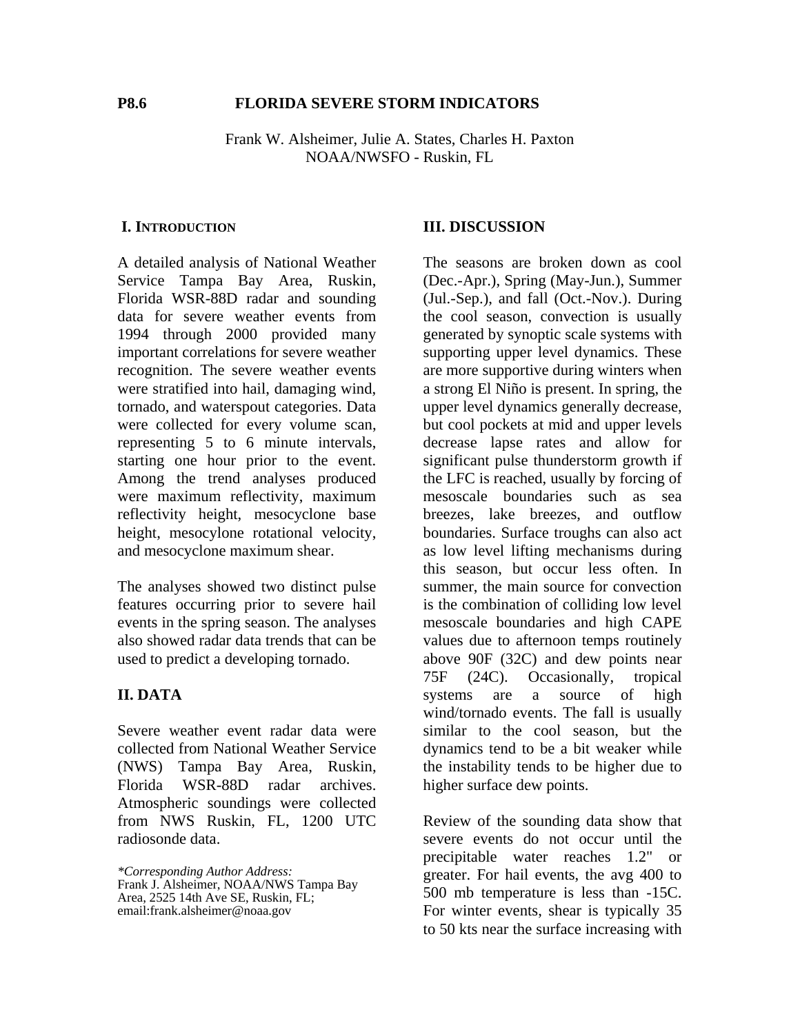**P8.6 FLORIDA SEVERE STORM INDICATORS**

Frank W. Alsheimer, Julie A. States, Charles H. Paxton
NOAA/NWSFO - Ruskin, FL

## I. INTRODUCTION

A detailed analysis of National Weather Service Tampa Bay Area, Ruskin, Florida WSR-88D radar and sounding data for severe weather events from 1994 through 2000 provided many important correlations for severe weather recognition. The severe weather events were stratified into hail, damaging wind, tornado, and waterspout categories. Data were collected for every volume scan, representing 5 to 6 minute intervals, starting one hour prior to the event. Among the trend analyses produced were maximum reflectivity, maximum reflectivity height, mesocyclone base height, mesocylone rotational velocity, and mesocyclone maximum shear.

The analyses showed two distinct pulse features occurring prior to severe hail events in the spring season. The analyses also showed radar data trends that can be used to predict a developing tornado.

## II. DATA

Severe weather event radar data were collected from National Weather Service (NWS) Tampa Bay Area, Ruskin, Florida WSR-88D radar archives. Atmospheric soundings were collected from NWS Ruskin, FL, 1200 UTC radiosonde data.

*\*Corresponding Author Address:*
Frank J. Alsheimer, NOAA/NWS Tampa Bay Area, 2525 14th Ave SE, Ruskin, FL; email:frank.alsheimer@noaa.gov

## III. DISCUSSION

The seasons are broken down as cool (Dec.-Apr.), Spring (May-Jun.), Summer (Jul.-Sep.), and fall (Oct.-Nov.). During the cool season, convection is usually generated by synoptic scale systems with supporting upper level dynamics. These are more supportive during winters when a strong El Niño is present. In spring, the upper level dynamics generally decrease, but cool pockets at mid and upper levels decrease lapse rates and allow for significant pulse thunderstorm growth if the LFC is reached, usually by forcing of mesoscale boundaries such as sea breezes, lake breezes, and outflow boundaries. Surface troughs can also act as low level lifting mechanisms during this season, but occur less often. In summer, the main source for convection is the combination of colliding low level mesoscale boundaries and high CAPE values due to afternoon temps routinely above 90F (32C) and dew points near 75F (24C). Occasionally, tropical systems are a source of high wind/tornado events. The fall is usually similar to the cool season, but the dynamics tend to be a bit weaker while the instability tends to be higher due to higher surface dew points.

Review of the sounding data show that severe events do not occur until the precipitable water reaches 1.2" or greater. For hail events, the avg 400 to 500 mb temperature is less than -15C. For winter events, shear is typically 35 to 50 kts near the surface increasing with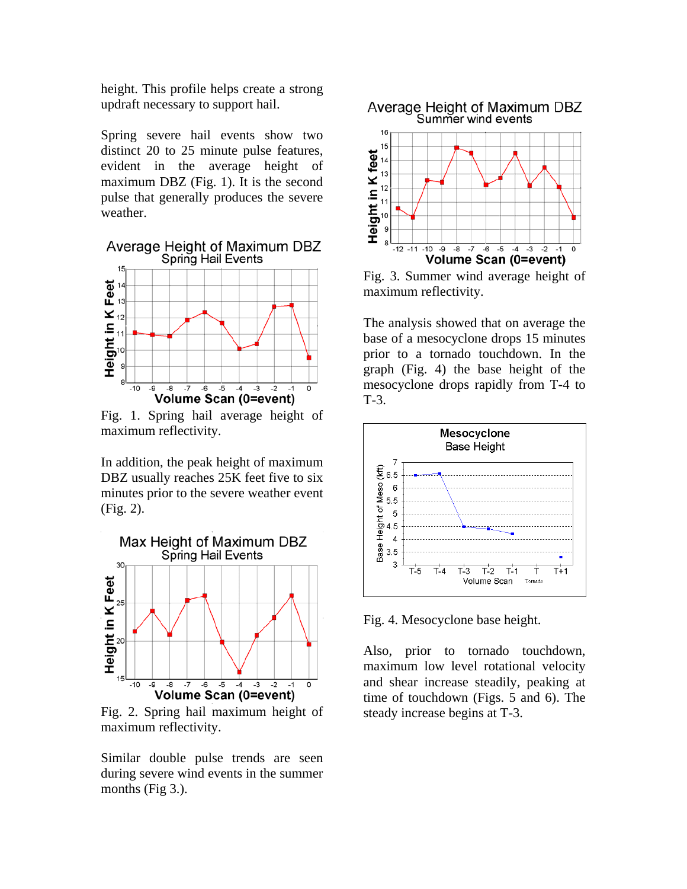height. This profile helps create a strong updraft necessary to support hail.

Spring severe hail events show two distinct 20 to 25 minute pulse features, evident in the average height of maximum DBZ (Fig. 1). It is the second pulse that generally produces the severe weather.

Fig. 1. Spring hail average height of maximum reflectivity.

In addition, the peak height of maximum DBZ usually reaches 25K feet five to six minutes prior to the severe weather event (Fig. 2).

Fig. 2. Spring hail maximum height of maximum reflectivity.

Similar double pulse trends are seen during severe wind events in the summer months (Fig 3.).

Fig. 3. Summer wind average height of maximum reflectivity.

The analysis showed that on average the base of a mesocyclone drops 15 minutes prior to a tornado touchdown. In the graph (Fig. 4) the base height of the mesocyclone drops rapidly from T-4 to T-3.

Fig. 4. Mesocyclone base height.

Also, prior to tornado touchdown, maximum low level rotational velocity and shear increase steadily, peaking at time of touchdown (Figs. 5 and 6). The steady increase begins at T-3.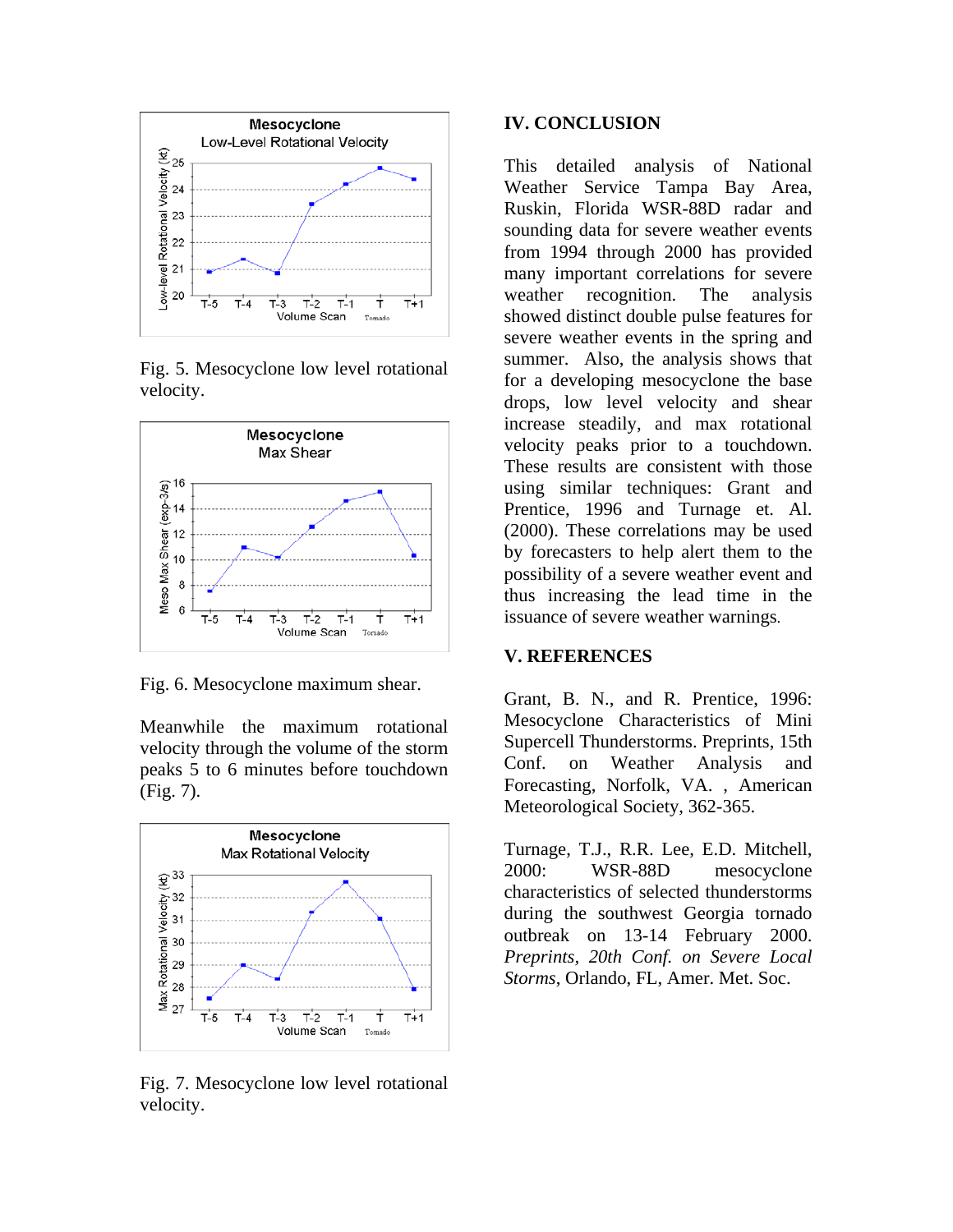Mesocyclone
Low-Level Rotational Velocity

Low-level Rotational Velocity (kt)

25
24
23
22
21
20

T-5 T-4 T-3 T-2 T-1 T T+1
Volume Scan
Tornado

Fig. 5. Mesocyclone low level rotational velocity.

Mesocyclone
Max Shear

Meso Max Shear (exp-3/s)

16
14
12
10
8
6

T-5 T-4 T-3 T-2 T-1 T T+1
Volume Scan
Tornado

Fig. 6. Mesocyclone maximum shear.

Meanwhile the maximum rotational velocity through the volume of the storm peaks 5 to 6 minutes before touchdown (Fig. 7).

Mesocyclone
Max Rotational Velocity

Max Rotational Velocity (kt)

33
32
31
30
29
28
27

T-5 T-4 T-3 T-2 T-1 T T+1
Volume Scan
Tornado

Fig. 7. Mesocyclone low level rotational velocity.

## IV. CONCLUSION

This detailed analysis of National Weather Service Tampa Bay Area, Ruskin, Florida WSR-88D radar and sounding data for severe weather events from 1994 through 2000 has provided many important correlations for severe weather recognition. The analysis showed distinct double pulse features for severe weather events in the spring and summer. Also, the analysis shows that for a developing mesocyclone the base drops, low level velocity and shear increase steadily, and max rotational velocity peaks prior to a touchdown. These results are consistent with those using similar techniques: Grant and Prentice, 1996 and Turnage et. Al. (2000). These correlations may be used by forecasters to help alert them to the possibility of a severe weather event and thus increasing the lead time in the issuance of severe weather warnings.

## V. REFERENCES

Grant, B. N., and R. Prentice, 1996: Mesocyclone Characteristics of Mini Supercell Thunderstorms. Preprints, 15th Conf. on Weather Analysis and Forecasting, Norfolk, VA. , American Meteorological Society, 362-365.

Turnage, T.J., R.R. Lee, E.D. Mitchell, 2000: WSR-88D mesocyclone characteristics of selected thunderstorms during the southwest Georgia tornado outbreak on 13-14 February 2000. *Preprints, 20th Conf. on Severe Local Storms*, Orlando, FL, Amer. Met. Soc.